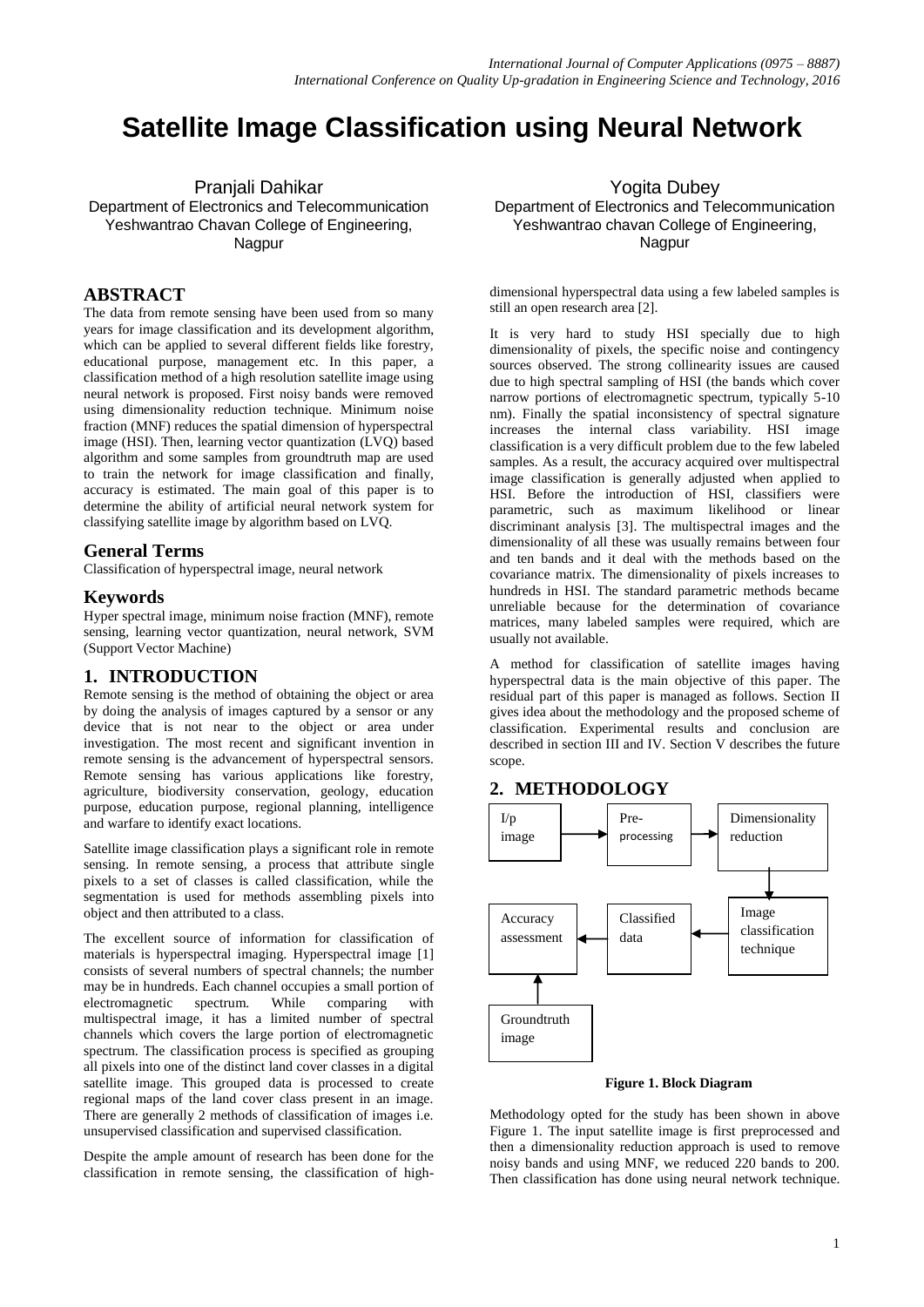# Satellite Image Classification using Neural Network

Pranjali Dahikar
Department of Electronics and Telecommunication
Yeshwantrao Chavan College of Engineering, Nagpur

Yogita Dubey
Department of Electronics and Telecommunication
Yeshwantrao chavan College of Engineering, Nagpur

## ABSTRACT

The data from remote sensing have been used from so many years for image classification and its development algorithm, which can be applied to several different fields like forestry, educational purpose, management etc. In this paper, a classification method of a high resolution satellite image using neural network is proposed. First noisy bands were removed using dimensionality reduction technique. Minimum noise fraction (MNF) reduces the spatial dimension of hyperspectral image (HSI). Then, learning vector quantization (LVQ) based algorithm and some samples from groundtruth map are used to train the network for image classification and finally, accuracy is estimated. The main goal of this paper is to determine the ability of artificial neural network system for classifying satellite image by algorithm based on LVQ.

## General Terms

Classification of hyperspectral image, neural network

## Keywords

Hyper spectral image, minimum noise fraction (MNF), remote sensing, learning vector quantization, neural network, SVM (Support Vector Machine)

## 1. INTRODUCTION

Remote sensing is the method of obtaining the object or area by doing the analysis of images captured by a sensor or any device that is not near to the object or area under investigation. The most recent and significant invention in remote sensing is the advancement of hyperspectral sensors. Remote sensing has various applications like forestry, agriculture, biodiversity conservation, geology, education purpose, education purpose, regional planning, intelligence and warfare to identify exact locations.

Satellite image classification plays a significant role in remote sensing. In remote sensing, a process that attribute single pixels to a set of classes is called classification, while the segmentation is used for methods assembling pixels into object and then attributed to a class.

The excellent source of information for classification of materials is hyperspectral imaging. Hyperspectral image [1] consists of several numbers of spectral channels; the number may be in hundreds. Each channel occupies a small portion of electromagnetic spectrum. While comparing with multispectral image, it has a limited number of spectral channels which covers the large portion of electromagnetic spectrum. The classification process is specified as grouping all pixels into one of the distinct land cover classes in a digital satellite image. This grouped data is processed to create regional maps of the land cover class present in an image. There are generally 2 methods of classification of images i.e. unsupervised classification and supervised classification.

Despite the ample amount of research has been done for the classification in remote sensing, the classification of high-dimensional hyperspectral data using a few labeled samples is still an open research area [2].

It is very hard to study HSI specially due to high dimensionality of pixels, the specific noise and contingency sources observed. The strong collinearity issues are caused due to high spectral sampling of HSI (the bands which cover narrow portions of electromagnetic spectrum, typically 5-10 nm). Finally the spatial inconsistency of spectral signature increases the internal class variability. HSI image classification is a very difficult problem due to the few labeled samples. As a result, the accuracy acquired over multispectral image classification is generally adjusted when applied to HSI. Before the introduction of HSI, classifiers were parametric, such as maximum likelihood or linear discriminant analysis [3]. The multispectral images and the dimensionality of all these was usually remains between four and ten bands and it deal with the methods based on the covariance matrix. The dimensionality of pixels increases to hundreds in HSI. The standard parametric methods became unreliable because for the determination of covariance matrices, many labeled samples were required, which are usually not available.

A method for classification of satellite images having hyperspectral data is the main objective of this paper. The residual part of this paper is managed as follows. Section II gives idea about the methodology and the proposed scheme of classification. Experimental results and conclusion are described in section III and IV. Section V describes the future scope.

## 2. METHODOLOGY

I/p image → Pre-processing → Dimensionality reduction → Image classification technique → Classified data → Accuracy assessment ← Groundtruth image

**Figure 1. Block Diagram**

Methodology opted for the study has been shown in above Figure 1. The input satellite image is first preprocessed and then a dimensionality reduction approach is used to remove noisy bands and using MNF, we reduced 220 bands to 200. Then classification has done using neural network technique.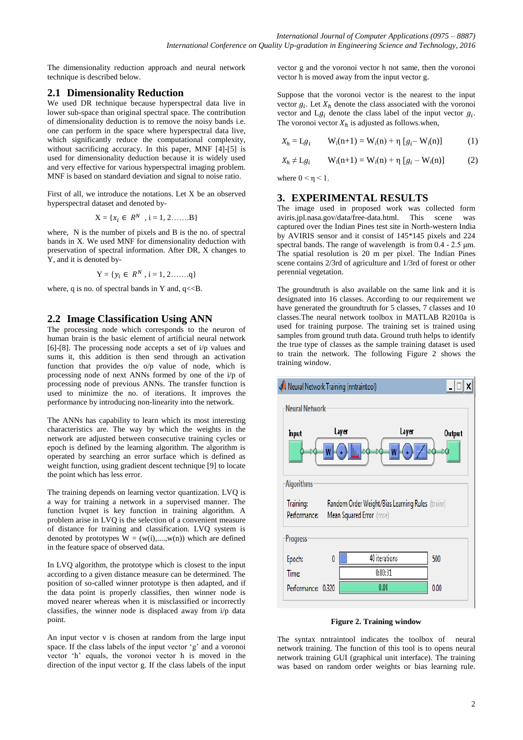The dimensionality reduction approach and neural network technique is described below.

## 2.1 Dimensionality Reduction

We used DR technique because hyperspectral data live in lower sub-space than original spectral space. The contribution of dimensionality deduction is to remove the noisy bands i.e. one can perform in the space where hyperspectral data live, which significantly reduce the computational complexity, without sacrificing accuracy. In this paper, MNF [4]-[5] is used for dimensionality deduction because it is widely used and very effective for various hyperspectral imaging problem. MNF is based on standard deviation and signal to noise ratio.

First of all, we introduce the notations. Let X be an observed hyperspectral dataset and denoted by-

$$X = \{x_i \in R^N \text{ , i = 1, 2.......B}\}$$

where, N is the number of pixels and B is the no. of spectral bands in X. We used MNF for dimensionality deduction with preservation of spectral information. After DR, X changes to Y, and it is denoted by-

$$Y = \{y_i \in R^N \text{ , i = 1, 2.......q}\}$$

where, q is no. of spectral bands in Y and, q<<B.

## 2.2 Image Classification Using ANN

The processing node which corresponds to the neuron of human brain is the basic element of artificial neural network [6]-[8]. The processing node accepts a set of i/p values and sums it, this addition is then send through an activation function that provides the o/p value of node, which is processing node of next ANNs formed by one of the i/p of processing node of previous ANNs. The transfer function is used to minimize the no. of iterations. It improves the performance by introducing non-linearity into the network.

The ANNs has capability to learn which its most interesting characteristics are. The way by which the weights in the network are adjusted between consecutive training cycles or epoch is defined by the learning algorithm. The algorithm is operated by searching an error surface which is defined as weight function, using gradient descent technique [9] to locate the point which has less error.

The training depends on learning vector quantization. LVQ is a way for training a network in a supervised manner. The function lvqnet is key function in training algorithm. A problem arise in LVQ is the selection of a convenient measure of distance for training and classification. LVQ system is denoted by prototypes W = (w(i),....,w(n)) which are defined in the feature space of observed data.

In LVQ algorithm, the prototype which is closest to the input according to a given distance measure can be determined. The position of so-called winner prototype is then adapted, and if the data point is properly classifies, then winner node is moved nearer whereas when it is misclassified or incorrectly classifies, the winner node is displaced away from i/p data point.

An input vector v is chosen at random from the large input space. If the class labels of the input vector 'g' and a voronoi vector 'h' equals, the voronoi vector h is moved in the direction of the input vector g. If the class labels of the input vector g and the voronoi vector h not same, then the voronoi vector h is moved away from the input vector g.

Suppose that the voronoi vector is the nearest to the input vector $g_i$. Let $X_h$ denote the class associated with the voronoi vector and $Lg_i$ denote the class label of the input vector $g_i$. The voronoi vector $X_h$ is adjusted as follows.when,

$$X_h = Lg_i \qquad W_i(n+1) = W_i(n) + \eta\,[g_i - W_i(n)] \tag{1}$$

$$X_h \neq Lg_i \qquad W_i(n+1) = W_i(n) + \eta\,[g_i - W_i(n)] \tag{2}$$

where $0 < \eta < 1$.

# 3. EXPERIMENTAL RESULTS

The image used in proposed work was collected form aviris.jpl.nasa.gov/data/free-data.html. This scene was captured over the Indian Pines test site in North-western India by AVIRIS sensor and it consist of 145*145 pixels and 224 spectral bands. The range of wavelength is from 0.4 - 2.5 µm. The spatial resolution is 20 m per pixel. The Indian Pines scene contains 2/3rd of agriculture and 1/3rd of forest or other perennial vegetation.

The groundtruth is also available on the same link and it is designated into 16 classes. According to our requirement we have generated the groundtruth for 5 classes, 7 classes and 10 classes.The neural network toolbox in MATLAB R2010a is used for training purpose. The training set is trained using samples from ground truth data. Ground truth helps to identify the true type of classes as the sample training dataset is used to train the network. The following Figure 2 shows the training window.

Neural Network Training (nntraintool)

Neural Network: Input → Layer (W, b) → Layer (W, b) → Output

Algorithms
Training: Random Order Weight/Bias Learning Rules (trainr)
Performance: Mean Squared Error (mse)

Progress
Epoch: 0 — 40 iterations — 500
Time: 0:00:31
Performance: 0.320 — 0.00 — 0.00

**Figure 2. Training window**

The syntax nntraintool indicates the toolbox of neural network training. The function of this tool is to opens neural network training GUI (graphical unit interface). The training was based on random order weights or bias learning rule.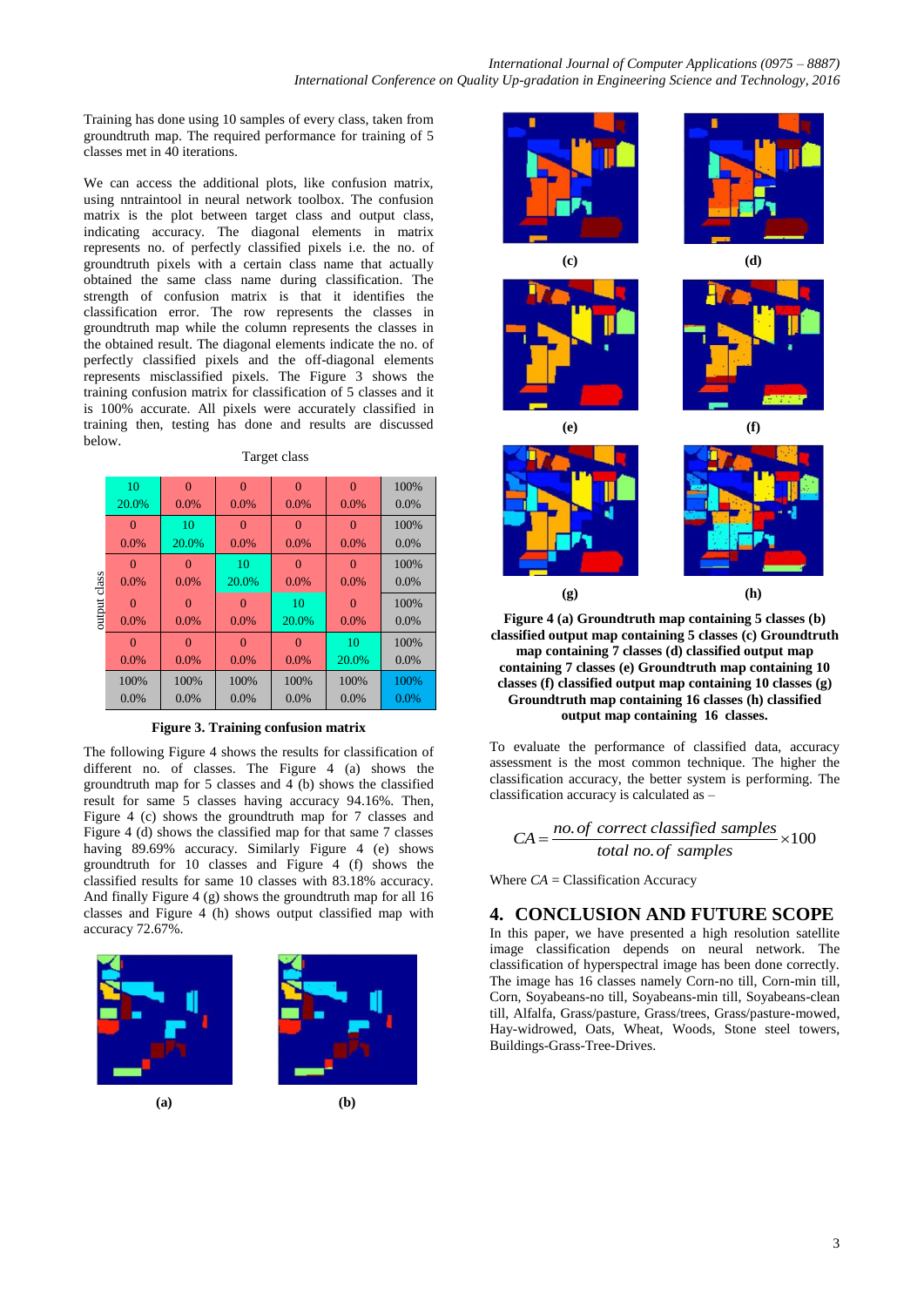Training has done using 10 samples of every class, taken from groundtruth map. The required performance for training of 5 classes met in 40 iterations.

We can access the additional plots, like confusion matrix, using nntraintool in neural network toolbox. The confusion matrix is the plot between target class and output class, indicating accuracy. The diagonal elements in matrix represents no. of perfectly classified pixels i.e. the no. of groundtruth pixels with a certain class name that actually obtained the same class name during classification. The strength of confusion matrix is that it identifies the classification error. The row represents the classes in groundtruth map while the column represents the classes in the obtained result. The diagonal elements indicate the no. of perfectly classified pixels and the off-diagonal elements represents misclassified pixels. The Figure 3 shows the training confusion matrix for classification of 5 classes and it is 100% accurate. All pixels were accurately classified in training then, testing has done and results are discussed below.

Target class

| output class | | | | | | |
|---|---|---|---|---|---|---|
| | 10<br>20.0% | 0<br>0.0% | 0<br>0.0% | 0<br>0.0% | 0<br>0.0% | 100%<br>0.0% |
| | 0<br>0.0% | 10<br>20.0% | 0<br>0.0% | 0<br>0.0% | 0<br>0.0% | 100%<br>0.0% |
| | 0<br>0.0% | 0<br>0.0% | 10<br>20.0% | 0<br>0.0% | 0<br>0.0% | 100%<br>0.0% |
| | 0<br>0.0% | 0<br>0.0% | 0<br>0.0% | 10<br>20.0% | 0<br>0.0% | 100%<br>0.0% |
| | 0<br>0.0% | 0<br>0.0% | 0<br>0.0% | 0<br>0.0% | 10<br>20.0% | 100%<br>0.0% |
| | 100%<br>0.0% | 100%<br>0.0% | 100%<br>0.0% | 100%<br>0.0% | 100%<br>0.0% | 100%<br>0.0% |

**Figure 3. Training confusion matrix**

The following Figure 4 shows the results for classification of different no. of classes. The Figure 4 (a) shows the groundtruth map for 5 classes and 4 (b) shows the classified result for same 5 classes having accuracy 94.16%. Then, Figure 4 (c) shows the groundtruth map for 7 classes and Figure 4 (d) shows the classified map for that same 7 classes having 89.69% accuracy. Similarly Figure 4 (e) shows groundtruth for 10 classes and Figure 4 (f) shows the classified results for same 10 classes with 83.18% accuracy. And finally Figure 4 (g) shows the groundtruth map for all 16 classes and Figure 4 (h) shows output classified map with accuracy 72.67%.

**(a)** **(b)**

**(c)** **(d)**

**(e)** **(f)**

**(g)** **(h)**

**Figure 4 (a) Groundtruth map containing 5 classes (b) classified output map containing 5 classes (c) Groundtruth map containing 7 classes (d) classified output map containing 7 classes (e) Groundtruth map containing 10 classes (f) classified output map containing 10 classes (g) Groundtruth map containing 16 classes (h) classified output map containing 16 classes.**

To evaluate the performance of classified data, accuracy assessment is the most common technique. The higher the classification accuracy, the better system is performing. The classification accuracy is calculated as –

$$CA = \frac{no.\,of\ correct\ classified\ samples}{total\ no.\,of\ samples} \times 100$$

Where $CA$ = Classification Accuracy

## 4. CONCLUSION AND FUTURE SCOPE

In this paper, we have presented a high resolution satellite image classification depends on neural network. The classification of hyperspectral image has been done correctly. The image has 16 classes namely Corn-no till, Corn-min till, Corn, Soyabeans-no till, Soyabeans-min till, Soyabeans-clean till, Alfalfa, Grass/pasture, Grass/trees, Grass/pasture-mowed, Hay-widrowed, Oats, Wheat, Woods, Stone steel towers, Buildings-Grass-Tree-Drives.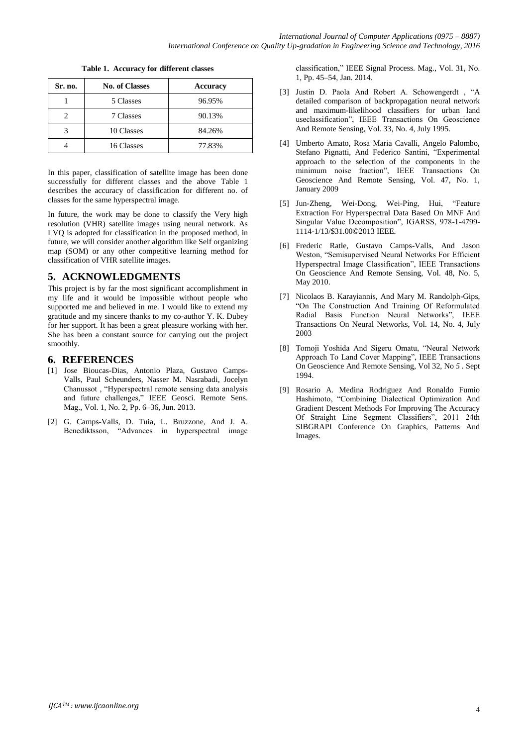**Table 1. Accuracy for different classes**

| Sr. no. | No. of Classes | Accuracy |
| --- | --- | --- |
| 1 | 5 Classes | 96.95% |
| 2 | 7 Classes | 90.13% |
| 3 | 10 Classes | 84.26% |
| 4 | 16 Classes | 77.83% |

In this paper, classification of satellite image has been done successfully for different classes and the above Table 1 describes the accuracy of classification for different no. of classes for the same hyperspectral image.

In future, the work may be done to classify the Very high resolution (VHR) satellite images using neural network. As LVQ is adopted for classification in the proposed method, in future, we will consider another algorithm like Self organizing map (SOM) or any other competitive learning method for classification of VHR satellite images.

## 5. ACKNOWLEDGMENTS

This project is by far the most significant accomplishment in my life and it would be impossible without people who supported me and believed in me. I would like to extend my gratitude and my sincere thanks to my co-author Y. K. Dubey for her support. It has been a great pleasure working with her. She has been a constant source for carrying out the project smoothly.

## 6. REFERENCES

[1] Jose Bioucas-Dias, Antonio Plaza, Gustavo Camps-Valls, Paul Scheunders, Nasser M. Nasrabadi, Jocelyn Chanussot , "Hyperspectral remote sensing data analysis and future challenges," IEEE Geosci. Remote Sens. Mag., Vol. 1, No. 2, Pp. 6–36, Jun. 2013.

[2] G. Camps-Valls, D. Tuia, L. Bruzzone, And J. A. Benediktsson, "Advances in hyperspectral image classification," IEEE Signal Process. Mag., Vol. 31, No. 1, Pp. 45–54, Jan. 2014.

[3] Justin D. Paola And Robert A. Schowengerdt , "A detailed comparison of backpropagation neural network and maximum-likelihood classifiers for urban land useclassification", IEEE Transactions On Geoscience And Remote Sensing, Vol. 33, No. 4, July 1995.

[4] Umberto Amato, Rosa Maria Cavalli, Angelo Palombo, Stefano Pignatti, And Federico Santini, "Experimental approach to the selection of the components in the minimum noise fraction", IEEE Transactions On Geoscience And Remote Sensing, Vol. 47, No. 1, January 2009

[5] Jun-Zheng, Wei-Dong, Wei-Ping, Hui, "Feature Extraction For Hyperspectral Data Based On MNF And Singular Value Decomposition", IGARSS, 978-1-4799-1114-1/13/$31.00©2013 IEEE.

[6] Frederic Ratle, Gustavo Camps-Valls, And Jason Weston, "Semisupervised Neural Networks For Efficient Hyperspectral Image Classification", IEEE Transactions On Geoscience And Remote Sensing, Vol. 48, No. 5, May 2010.

[7] Nicolaos B. Karayiannis, And Mary M. Randolph-Gips, "On The Construction And Training Of Reformulated Radial Basis Function Neural Networks", IEEE Transactions On Neural Networks, Vol. 14, No. 4, July 2003

[8] Tomoji Yoshida And Sigeru Omatu, "Neural Network Approach To Land Cover Mapping", IEEE Transactions On Geoscience And Remote Sensing, Vol 32, No 5 . Sept 1994.

[9] Rosario A. Medina Rodriguez And Ronaldo Fumio Hashimoto, "Combining Dialectical Optimization And Gradient Descent Methods For Improving The Accuracy Of Straight Line Segment Classifiers", 2011 24th SIBGRAPI Conference On Graphics, Patterns And Images.